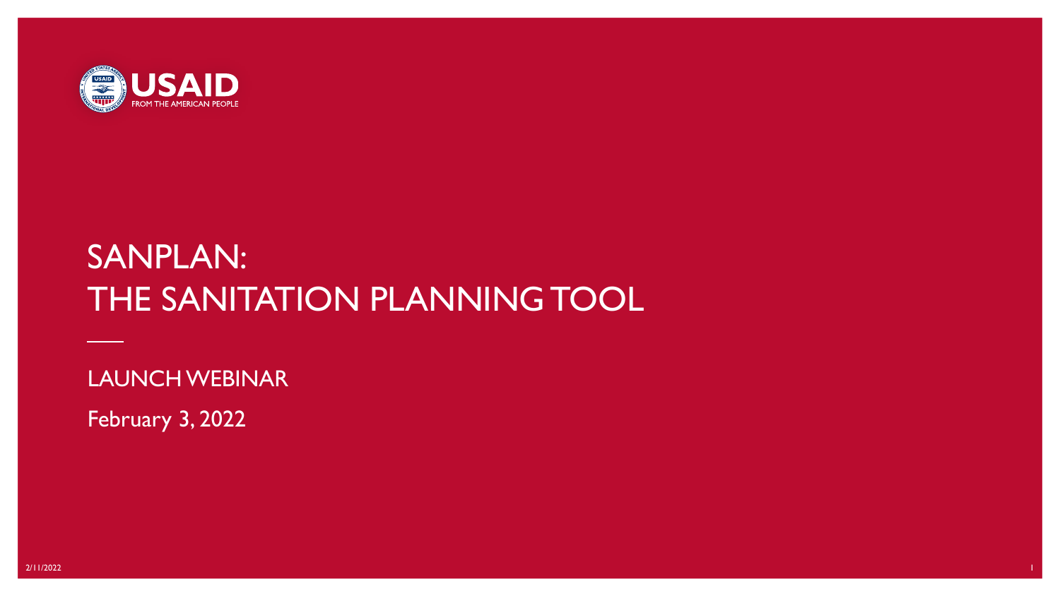USAID
FROM THE AMERICAN PEOPLE

# SANPLAN: THE SANITATION PLANNING TOOL

LAUNCH WEBINAR

February 3, 2022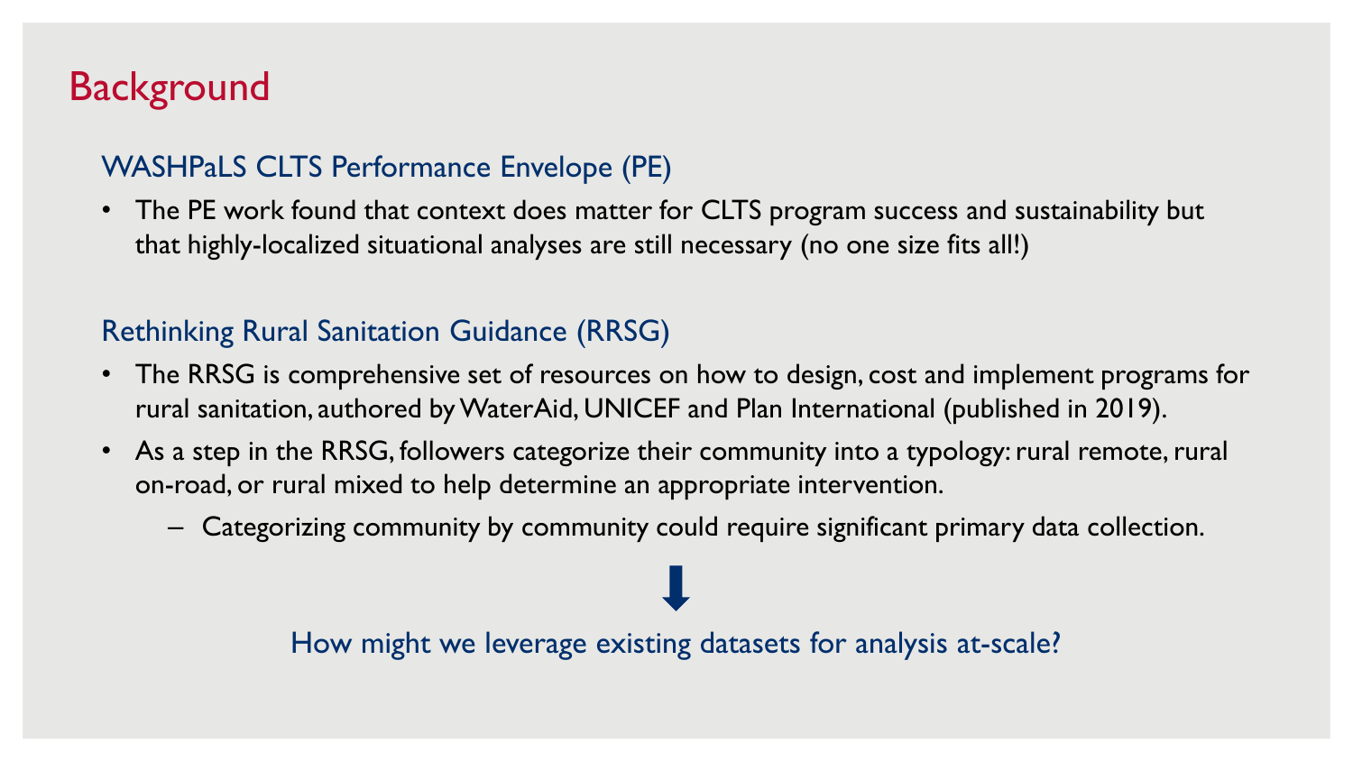# Background

### WASHPaLS CLTS Performance Envelope (PE)

- The PE work found that context does matter for CLTS program success and sustainability but that highly-localized situational analyses are still necessary (no one size fits all!)

### Rethinking Rural Sanitation Guidance (RRSG)

- The RRSG is comprehensive set of resources on how to design, cost and implement programs for rural sanitation, authored by WaterAid, UNICEF and Plan International (published in 2019).
- As a step in the RRSG, followers categorize their community into a typology: rural remote, rural on-road, or rural mixed to help determine an appropriate intervention.
  - Categorizing community by community could require significant primary data collection.

⬇

How might we leverage existing datasets for analysis at-scale?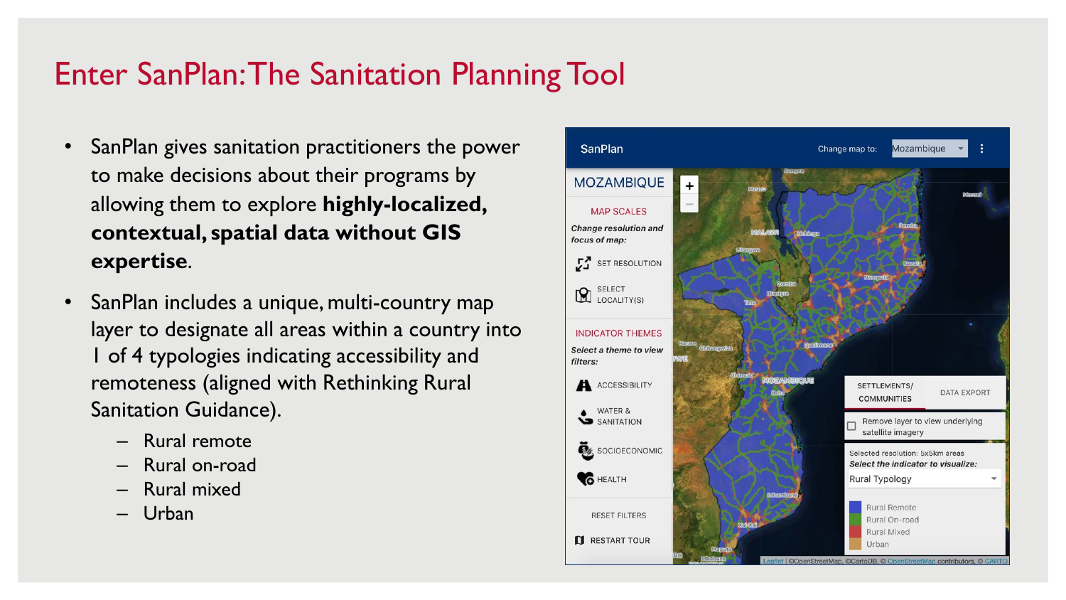# Enter SanPlan: The Sanitation Planning Tool

- SanPlan gives sanitation practitioners the power to make decisions about their programs by allowing them to explore **highly-localized, contextual, spatial data without GIS expertise**.
- SanPlan includes a unique, multi-country map layer to designate all areas within a country into 1 of 4 typologies indicating accessibility and remoteness (aligned with Rethinking Rural Sanitation Guidance).
  - Rural remote
  - Rural on-road
  - Rural mixed
  - Urban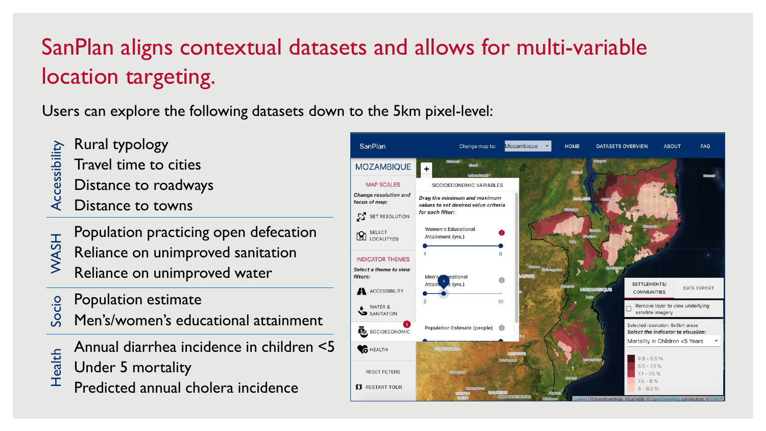# SanPlan aligns contextual datasets and allows for multi-variable location targeting.

Users can explore the following datasets down to the 5km pixel-level:

| Theme | Datasets |
| --- | --- |
| Accessibility | Rural typology<br>Travel time to cities<br>Distance to roadways<br>Distance to towns |
| WASH | Population practicing open defecation<br>Reliance on unimproved sanitation<br>Reliance on unimproved water |
| Socio | Population estimate<br>Men's/women's educational attainment |
| Health | Annual diarrhea incidence in children <5<br>Under 5 mortality<br>Predicted annual cholera incidence |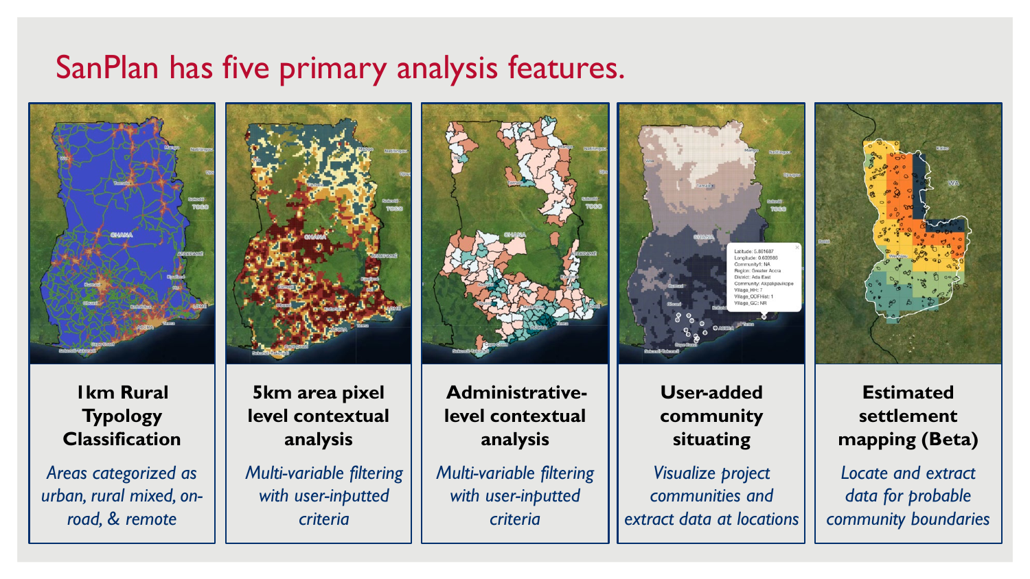# SanPlan has five primary analysis features.

**1km Rural Typology Classification**

*Areas categorized as urban, rural mixed, on-road, & remote*

**5km area pixel level contextual analysis**

*Multi-variable filtering with user-inputted criteria*

**Administrative-level contextual analysis**

*Multi-variable filtering with user-inputted criteria*

**User-added community situating**

*Visualize project communities and extract data at locations*

**Estimated settlement mapping (Beta)**

*Locate and extract data for probable community boundaries*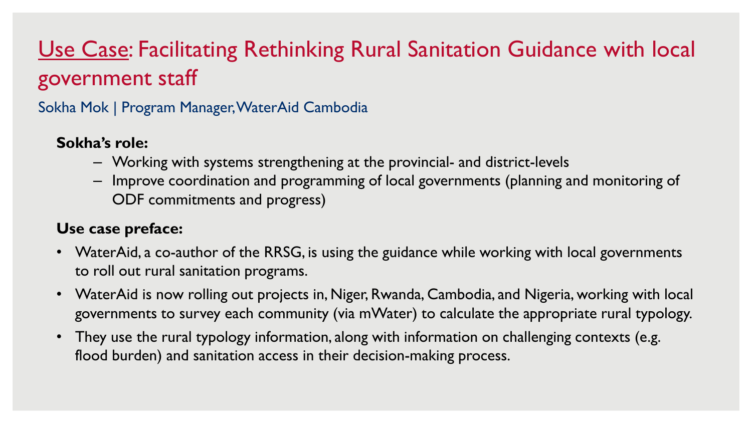# Use Case: Facilitating Rethinking Rural Sanitation Guidance with local government staff

Sokha Mok | Program Manager, WaterAid Cambodia

**Sokha's role:**

- Working with systems strengthening at the provincial- and district-levels
- Improve coordination and programming of local governments (planning and monitoring of ODF commitments and progress)

**Use case preface:**

- WaterAid, a co-author of the RRSG, is using the guidance while working with local governments to roll out rural sanitation programs.
- WaterAid is now rolling out projects in, Niger, Rwanda, Cambodia, and Nigeria, working with local governments to survey each community (via mWater) to calculate the appropriate rural typology.
- They use the rural typology information, along with information on challenging contexts (e.g. flood burden) and sanitation access in their decision-making process.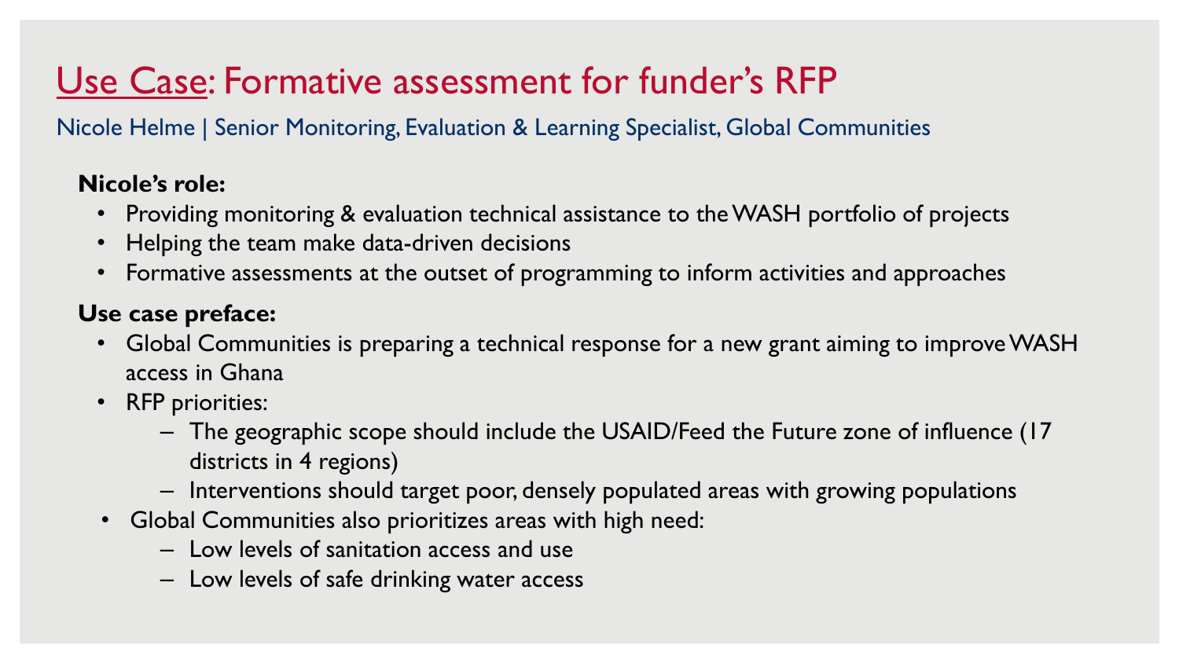# Use Case: Formative assessment for funder's RFP

Nicole Helme | Senior Monitoring, Evaluation & Learning Specialist, Global Communities

**Nicole's role:**

- Providing monitoring & evaluation technical assistance to the WASH portfolio of projects
- Helping the team make data-driven decisions
- Formative assessments at the outset of programming to inform activities and approaches

**Use case preface:**

- Global Communities is preparing a technical response for a new grant aiming to improve WASH access in Ghana
- RFP priorities:
  - The geographic scope should include the USAID/Feed the Future zone of influence (17 districts in 4 regions)
  - Interventions should target poor, densely populated areas with growing populations
- Global Communities also prioritizes areas with high need:
  - Low levels of sanitation access and use
  - Low levels of safe drinking water access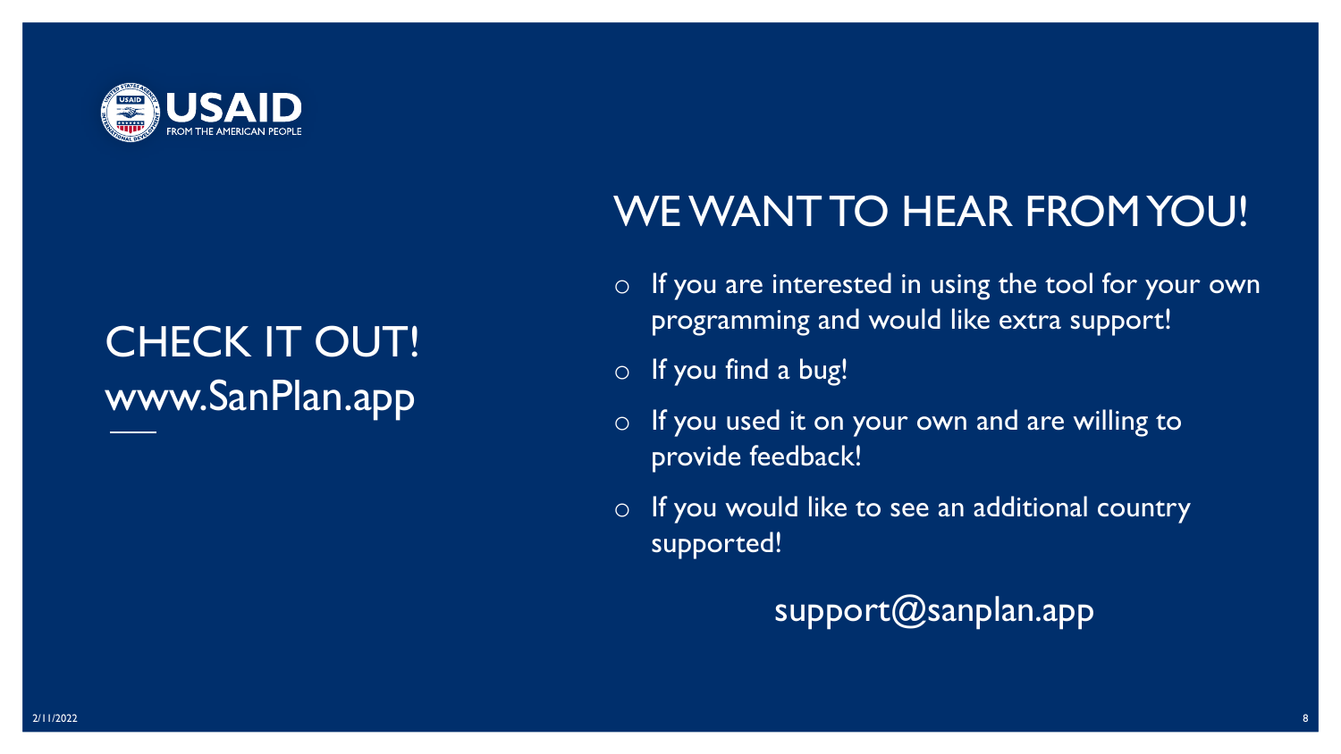USAID FROM THE AMERICAN PEOPLE

## CHECK IT OUT!

www.SanPlan.app

## WE WANT TO HEAR FROM YOU!

- If you are interested in using the tool for your own programming and would like extra support!
- If you find a bug!
- If you used it on your own and are willing to provide feedback!
- If you would like to see an additional country supported!

support@sanplan.app